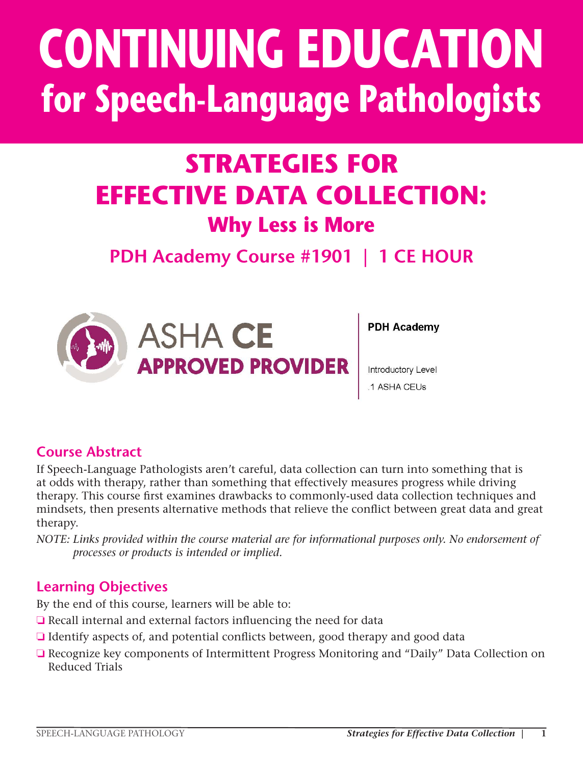# CONTINUING EDUCATION for Speech-Language Pathologists

## STRATEGIES FOR EFFECTIVE DATA COLLECTION: Why Less is More

### PDH Academy Course #1901 | 1 CE HOUR

ASHA CE APPROVED PROVIDER

**PDH Academy**

Introductory Level

.1 ASHA CEUs

## Course Abstract

If Speech-Language Pathologists aren't careful, data collection can turn into something that is at odds with therapy, rather than something that effectively measures progress while driving therapy. This course first examines drawbacks to commonly-used data collection techniques and mindsets, then presents alternative methods that relieve the conflict between great data and great therapy.

*NOTE: Links provided within the course material are for informational purposes only. No endorsement of processes or products is intended or implied.*

## Learning Objectives

By the end of this course, learners will be able to:

- Recall internal and external factors influencing the need for data
- Identify aspects of, and potential conflicts between, good therapy and good data
- Recognize key components of Intermittent Progress Monitoring and "Daily" Data Collection on Reduced Trials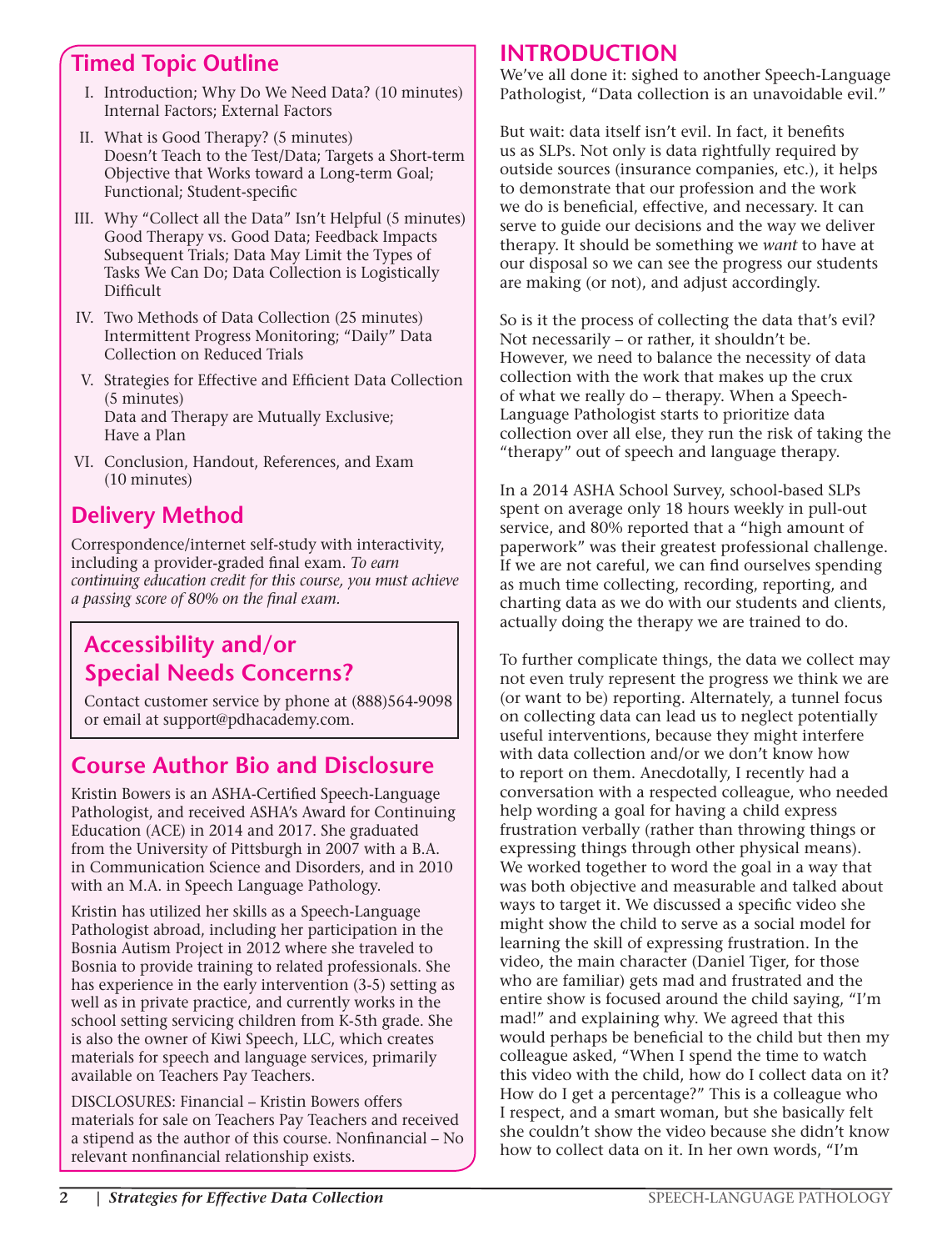## Timed Topic Outline

I. Introduction; Why Do We Need Data? (10 minutes)
Internal Factors; External Factors

II. What is Good Therapy? (5 minutes)
Doesn't Teach to the Test/Data; Targets a Short-term Objective that Works toward a Long-term Goal; Functional; Student-specific

III. Why "Collect all the Data" Isn't Helpful (5 minutes)
Good Therapy vs. Good Data; Feedback Impacts Subsequent Trials; Data May Limit the Types of Tasks We Can Do; Data Collection is Logistically Difficult

IV. Two Methods of Data Collection (25 minutes)
Intermittent Progress Monitoring; "Daily" Data Collection on Reduced Trials

V. Strategies for Effective and Efficient Data Collection (5 minutes)
Data and Therapy are Mutually Exclusive; Have a Plan

VI. Conclusion, Handout, References, and Exam (10 minutes)

## Delivery Method

Correspondence/internet self-study with interactivity, including a provider-graded final exam. *To earn continuing education credit for this course, you must achieve a passing score of 80% on the final exam.*

## Accessibility and/or Special Needs Concerns?

Contact customer service by phone at (888)564-9098 or email at support@pdhacademy.com.

## Course Author Bio and Disclosure

Kristin Bowers is an ASHA-Certified Speech-Language Pathologist, and received ASHA's Award for Continuing Education (ACE) in 2014 and 2017. She graduated from the University of Pittsburgh in 2007 with a B.A. in Communication Science and Disorders, and in 2010 with an M.A. in Speech Language Pathology.

Kristin has utilized her skills as a Speech-Language Pathologist abroad, including her participation in the Bosnia Autism Project in 2012 where she traveled to Bosnia to provide training to related professionals. She has experience in the early intervention (3-5) setting as well as in private practice, and currently works in the school setting servicing children from K-5th grade. She is also the owner of Kiwi Speech, LLC, which creates materials for speech and language services, primarily available on Teachers Pay Teachers.

DISCLOSURES: Financial – Kristin Bowers offers materials for sale on Teachers Pay Teachers and received a stipend as the author of this course. Nonfinancial – No relevant nonfinancial relationship exists.

## INTRODUCTION

We've all done it: sighed to another Speech-Language Pathologist, "Data collection is an unavoidable evil."

But wait: data itself isn't evil. In fact, it benefits us as SLPs. Not only is data rightfully required by outside sources (insurance companies, etc.), it helps to demonstrate that our profession and the work we do is beneficial, effective, and necessary. It can serve to guide our decisions and the way we deliver therapy. It should be something we *want* to have at our disposal so we can see the progress our students are making (or not), and adjust accordingly.

So is it the process of collecting the data that's evil? Not necessarily – or rather, it shouldn't be. However, we need to balance the necessity of data collection with the work that makes up the crux of what we really do – therapy. When a Speech-Language Pathologist starts to prioritize data collection over all else, they run the risk of taking the "therapy" out of speech and language therapy.

In a 2014 ASHA School Survey, school-based SLPs spent on average only 18 hours weekly in pull-out service, and 80% reported that a "high amount of paperwork" was their greatest professional challenge. If we are not careful, we can find ourselves spending as much time collecting, recording, reporting, and charting data as we do with our students and clients, actually doing the therapy we are trained to do.

To further complicate things, the data we collect may not even truly represent the progress we think we are (or want to be) reporting. Alternately, a tunnel focus on collecting data can lead us to neglect potentially useful interventions, because they might interfere with data collection and/or we don't know how to report on them. Anecdotally, I recently had a conversation with a respected colleague, who needed help wording a goal for having a child express frustration verbally (rather than throwing things or expressing things through other physical means). We worked together to word the goal in a way that was both objective and measurable and talked about ways to target it. We discussed a specific video she might show the child to serve as a social model for learning the skill of expressing frustration. In the video, the main character (Daniel Tiger, for those who are familiar) gets mad and frustrated and the entire show is focused around the child saying, "I'm mad!" and explaining why. We agreed that this would perhaps be beneficial to the child but then my colleague asked, "When I spend the time to watch this video with the child, how do I collect data on it? How do I get a percentage?" This is a colleague who I respect, and a smart woman, but she basically felt she couldn't show the video because she didn't know how to collect data on it. In her own words, "I'm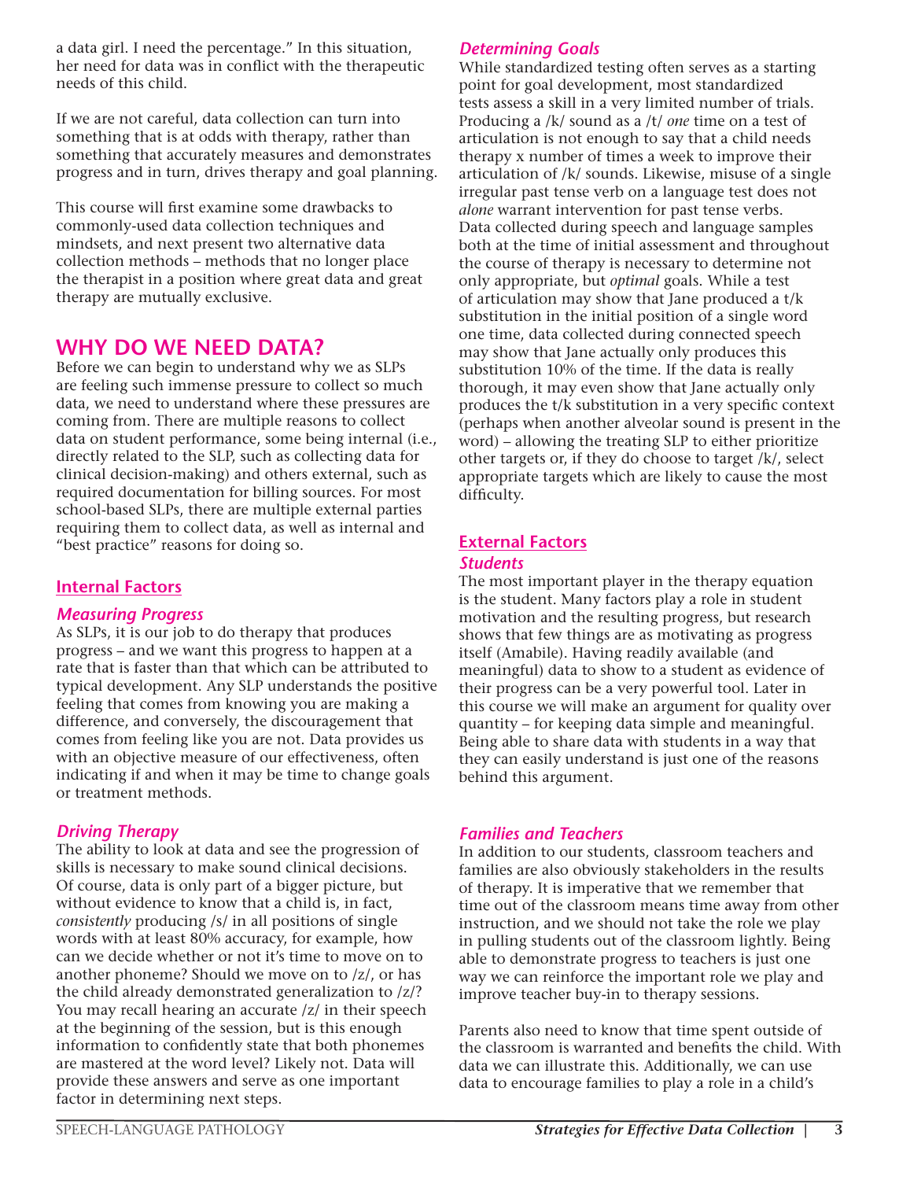a data girl. I need the percentage." In this situation, her need for data was in conflict with the therapeutic needs of this child.

If we are not careful, data collection can turn into something that is at odds with therapy, rather than something that accurately measures and demonstrates progress and in turn, drives therapy and goal planning.

This course will first examine some drawbacks to commonly-used data collection techniques and mindsets, and next present two alternative data collection methods – methods that no longer place the therapist in a position where great data and great therapy are mutually exclusive.

## WHY DO WE NEED DATA?

Before we can begin to understand why we as SLPs are feeling such immense pressure to collect so much data, we need to understand where these pressures are coming from. There are multiple reasons to collect data on student performance, some being internal (i.e., directly related to the SLP, such as collecting data for clinical decision-making) and others external, such as required documentation for billing sources. For most school-based SLPs, there are multiple external parties requiring them to collect data, as well as internal and "best practice" reasons for doing so.

### Internal Factors

#### *Measuring Progress*

As SLPs, it is our job to do therapy that produces progress – and we want this progress to happen at a rate that is faster than that which can be attributed to typical development. Any SLP understands the positive feeling that comes from knowing you are making a difference, and conversely, the discouragement that comes from feeling like you are not. Data provides us with an objective measure of our effectiveness, often indicating if and when it may be time to change goals or treatment methods.

#### *Driving Therapy*

The ability to look at data and see the progression of skills is necessary to make sound clinical decisions. Of course, data is only part of a bigger picture, but without evidence to know that a child is, in fact, *consistently* producing /s/ in all positions of single words with at least 80% accuracy, for example, how can we decide whether or not it's time to move on to another phoneme? Should we move on to /z/, or has the child already demonstrated generalization to /z/? You may recall hearing an accurate /z/ in their speech at the beginning of the session, but is this enough information to confidently state that both phonemes are mastered at the word level? Likely not. Data will provide these answers and serve as one important factor in determining next steps.

#### *Determining Goals*

While standardized testing often serves as a starting point for goal development, most standardized tests assess a skill in a very limited number of trials. Producing a /k/ sound as a /t/ *one* time on a test of articulation is not enough to say that a child needs therapy x number of times a week to improve their articulation of /k/ sounds. Likewise, misuse of a single irregular past tense verb on a language test does not *alone* warrant intervention for past tense verbs. Data collected during speech and language samples both at the time of initial assessment and throughout the course of therapy is necessary to determine not only appropriate, but *optimal* goals. While a test of articulation may show that Jane produced a t/k substitution in the initial position of a single word one time, data collected during connected speech may show that Jane actually only produces this substitution 10% of the time. If the data is really thorough, it may even show that Jane actually only produces the t/k substitution in a very specific context (perhaps when another alveolar sound is present in the word) – allowing the treating SLP to either prioritize other targets or, if they do choose to target /k/, select appropriate targets which are likely to cause the most difficulty.

### External Factors

#### *Students*

The most important player in the therapy equation is the student. Many factors play a role in student motivation and the resulting progress, but research shows that few things are as motivating as progress itself (Amabile). Having readily available (and meaningful) data to show to a student as evidence of their progress can be a very powerful tool. Later in this course we will make an argument for quality over quantity – for keeping data simple and meaningful. Being able to share data with students in a way that they can easily understand is just one of the reasons behind this argument.

#### *Families and Teachers*

In addition to our students, classroom teachers and families are also obviously stakeholders in the results of therapy. It is imperative that we remember that time out of the classroom means time away from other instruction, and we should not take the role we play in pulling students out of the classroom lightly. Being able to demonstrate progress to teachers is just one way we can reinforce the important role we play and improve teacher buy-in to therapy sessions.

Parents also need to know that time spent outside of the classroom is warranted and benefits the child. With data we can illustrate this. Additionally, we can use data to encourage families to play a role in a child's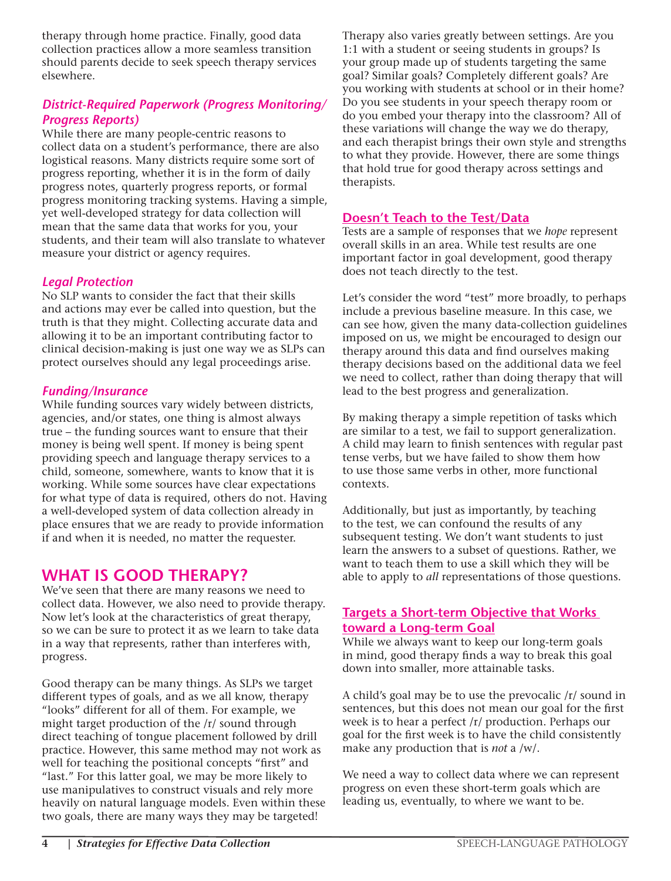therapy through home practice. Finally, good data collection practices allow a more seamless transition should parents decide to seek speech therapy services elsewhere.

### *District-Required Paperwork (Progress Monitoring/Progress Reports)*

While there are many people-centric reasons to collect data on a student's performance, there are also logistical reasons. Many districts require some sort of progress reporting, whether it is in the form of daily progress notes, quarterly progress reports, or formal progress monitoring tracking systems. Having a simple, yet well-developed strategy for data collection will mean that the same data that works for you, your students, and their team will also translate to whatever measure your district or agency requires.

### *Legal Protection*

No SLP wants to consider the fact that their skills and actions may ever be called into question, but the truth is that they might. Collecting accurate data and allowing it to be an important contributing factor to clinical decision-making is just one way we as SLPs can protect ourselves should any legal proceedings arise.

### *Funding/Insurance*

While funding sources vary widely between districts, agencies, and/or states, one thing is almost always true – the funding sources want to ensure that their money is being well spent. If money is being spent providing speech and language therapy services to a child, someone, somewhere, wants to know that it is working. While some sources have clear expectations for what type of data is required, others do not. Having a well-developed system of data collection already in place ensures that we are ready to provide information if and when it is needed, no matter the requester.

## WHAT IS GOOD THERAPY?

We've seen that there are many reasons we need to collect data. However, we also need to provide therapy. Now let's look at the characteristics of great therapy, so we can be sure to protect it as we learn to take data in a way that represents, rather than interferes with, progress.

Good therapy can be many things. As SLPs we target different types of goals, and as we all know, therapy "looks" different for all of them. For example, we might target production of the /r/ sound through direct teaching of tongue placement followed by drill practice. However, this same method may not work as well for teaching the positional concepts "first" and "last." For this latter goal, we may be more likely to use manipulatives to construct visuals and rely more heavily on natural language models. Even within these two goals, there are many ways they may be targeted!

Therapy also varies greatly between settings. Are you 1:1 with a student or seeing students in groups? Is your group made up of students targeting the same goal? Similar goals? Completely different goals? Are you working with students at school or in their home? Do you see students in your speech therapy room or do you embed your therapy into the classroom? All of these variations will change the way we do therapy, and each therapist brings their own style and strengths to what they provide. However, there are some things that hold true for good therapy across settings and therapists.

### Doesn't Teach to the Test/Data

Tests are a sample of responses that we *hope* represent overall skills in an area. While test results are one important factor in goal development, good therapy does not teach directly to the test.

Let's consider the word "test" more broadly, to perhaps include a previous baseline measure. In this case, we can see how, given the many data-collection guidelines imposed on us, we might be encouraged to design our therapy around this data and find ourselves making therapy decisions based on the additional data we feel we need to collect, rather than doing therapy that will lead to the best progress and generalization.

By making therapy a simple repetition of tasks which are similar to a test, we fail to support generalization. A child may learn to finish sentences with regular past tense verbs, but we have failed to show them how to use those same verbs in other, more functional contexts.

Additionally, but just as importantly, by teaching to the test, we can confound the results of any subsequent testing. We don't want students to just learn the answers to a subset of questions. Rather, we want to teach them to use a skill which they will be able to apply to *all* representations of those questions.

### Targets a Short-term Objective that Works toward a Long-term Goal

While we always want to keep our long-term goals in mind, good therapy finds a way to break this goal down into smaller, more attainable tasks.

A child's goal may be to use the prevocalic /r/ sound in sentences, but this does not mean our goal for the first week is to hear a perfect /r/ production. Perhaps our goal for the first week is to have the child consistently make any production that is *not* a /w/.

We need a way to collect data where we can represent progress on even these short-term goals which are leading us, eventually, to where we want to be.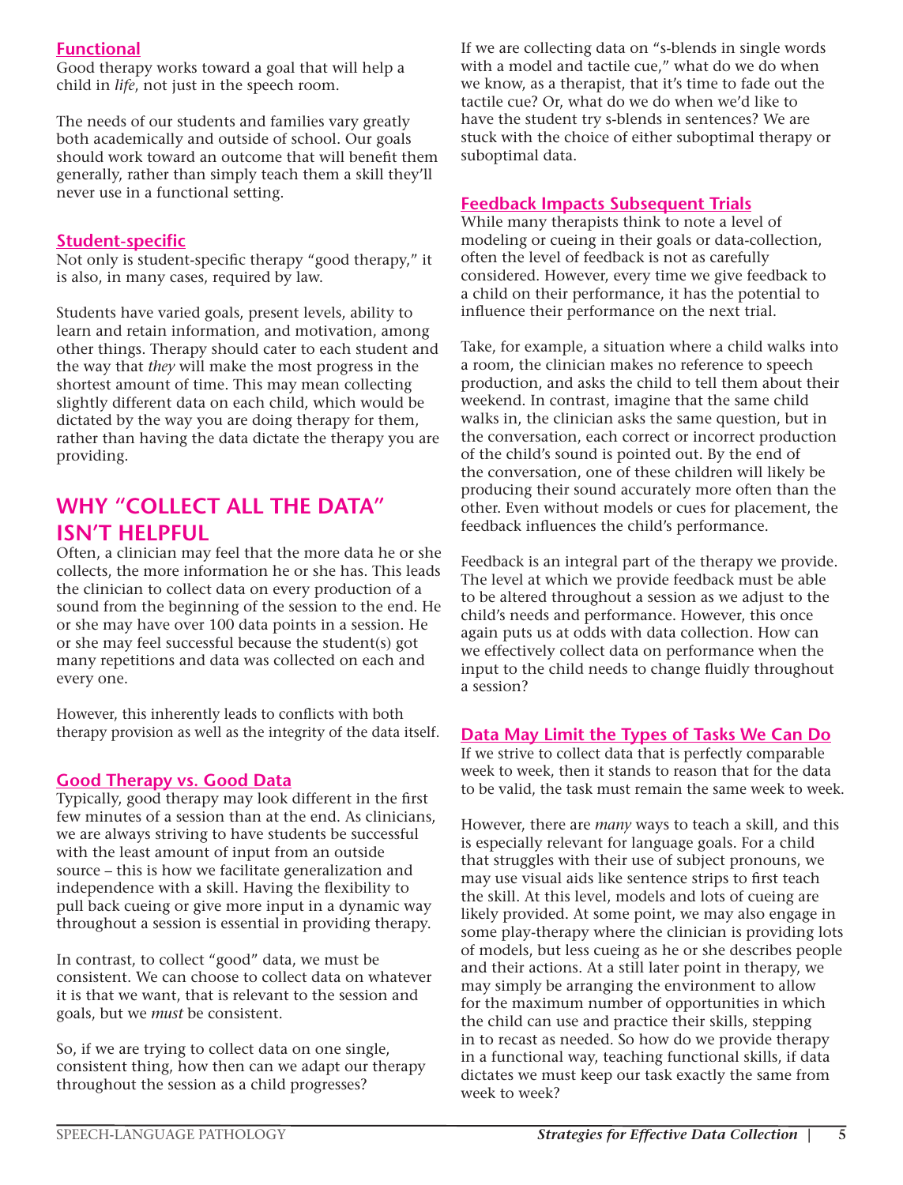### Functional

Good therapy works toward a goal that will help a child in *life*, not just in the speech room.

The needs of our students and families vary greatly both academically and outside of school. Our goals should work toward an outcome that will benefit them generally, rather than simply teach them a skill they'll never use in a functional setting.

### Student-specific

Not only is student-specific therapy "good therapy," it is also, in many cases, required by law.

Students have varied goals, present levels, ability to learn and retain information, and motivation, among other things. Therapy should cater to each student and the way that *they* will make the most progress in the shortest amount of time. This may mean collecting slightly different data on each child, which would be dictated by the way you are doing therapy for them, rather than having the data dictate the therapy you are providing.

## WHY "COLLECT ALL THE DATA" ISN'T HELPFUL

Often, a clinician may feel that the more data he or she collects, the more information he or she has. This leads the clinician to collect data on every production of a sound from the beginning of the session to the end. He or she may have over 100 data points in a session. He or she may feel successful because the student(s) got many repetitions and data was collected on each and every one.

However, this inherently leads to conflicts with both therapy provision as well as the integrity of the data itself.

### Good Therapy vs. Good Data

Typically, good therapy may look different in the first few minutes of a session than at the end. As clinicians, we are always striving to have students be successful with the least amount of input from an outside source – this is how we facilitate generalization and independence with a skill. Having the flexibility to pull back cueing or give more input in a dynamic way throughout a session is essential in providing therapy.

In contrast, to collect "good" data, we must be consistent. We can choose to collect data on whatever it is that we want, that is relevant to the session and goals, but we *must* be consistent.

So, if we are trying to collect data on one single, consistent thing, how then can we adapt our therapy throughout the session as a child progresses?

If we are collecting data on "s-blends in single words with a model and tactile cue," what do we do when we know, as a therapist, that it's time to fade out the tactile cue? Or, what do we do when we'd like to have the student try s-blends in sentences? We are stuck with the choice of either suboptimal therapy or suboptimal data.

### Feedback Impacts Subsequent Trials

While many therapists think to note a level of modeling or cueing in their goals or data-collection, often the level of feedback is not as carefully considered. However, every time we give feedback to a child on their performance, it has the potential to influence their performance on the next trial.

Take, for example, a situation where a child walks into a room, the clinician makes no reference to speech production, and asks the child to tell them about their weekend. In contrast, imagine that the same child walks in, the clinician asks the same question, but in the conversation, each correct or incorrect production of the child's sound is pointed out. By the end of the conversation, one of these children will likely be producing their sound accurately more often than the other. Even without models or cues for placement, the feedback influences the child's performance.

Feedback is an integral part of the therapy we provide. The level at which we provide feedback must be able to be altered throughout a session as we adjust to the child's needs and performance. However, this once again puts us at odds with data collection. How can we effectively collect data on performance when the input to the child needs to change fluidly throughout a session?

### Data May Limit the Types of Tasks We Can Do

If we strive to collect data that is perfectly comparable week to week, then it stands to reason that for the data to be valid, the task must remain the same week to week.

However, there are *many* ways to teach a skill, and this is especially relevant for language goals. For a child that struggles with their use of subject pronouns, we may use visual aids like sentence strips to first teach the skill. At this level, models and lots of cueing are likely provided. At some point, we may also engage in some play-therapy where the clinician is providing lots of models, but less cueing as he or she describes people and their actions. At a still later point in therapy, we may simply be arranging the environment to allow for the maximum number of opportunities in which the child can use and practice their skills, stepping in to recast as needed. So how do we provide therapy in a functional way, teaching functional skills, if data dictates we must keep our task exactly the same from week to week?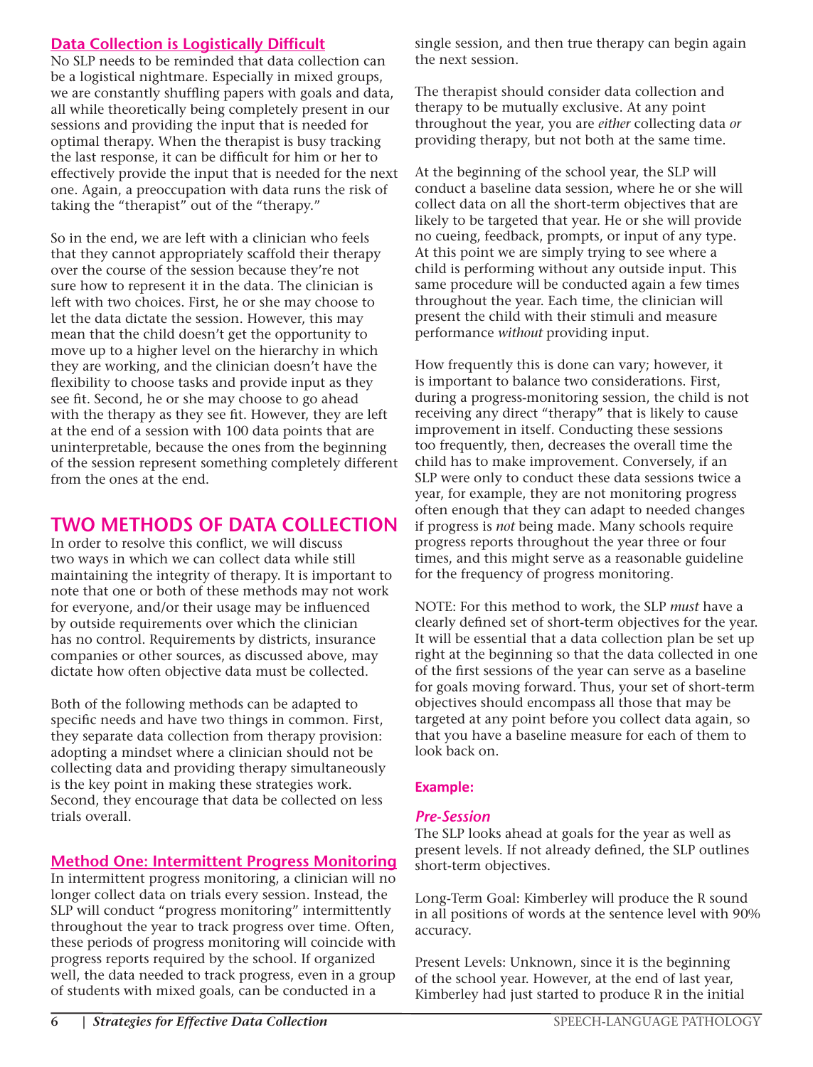### Data Collection is Logistically Difficult

No SLP needs to be reminded that data collection can be a logistical nightmare. Especially in mixed groups, we are constantly shuffling papers with goals and data, all while theoretically being completely present in our sessions and providing the input that is needed for optimal therapy. When the therapist is busy tracking the last response, it can be difficult for him or her to effectively provide the input that is needed for the next one. Again, a preoccupation with data runs the risk of taking the "therapist" out of the "therapy."

So in the end, we are left with a clinician who feels that they cannot appropriately scaffold their therapy over the course of the session because they're not sure how to represent it in the data. The clinician is left with two choices. First, he or she may choose to let the data dictate the session. However, this may mean that the child doesn't get the opportunity to move up to a higher level on the hierarchy in which they are working, and the clinician doesn't have the flexibility to choose tasks and provide input as they see fit. Second, he or she may choose to go ahead with the therapy as they see fit. However, they are left at the end of a session with 100 data points that are uninterpretable, because the ones from the beginning of the session represent something completely different from the ones at the end.

## TWO METHODS OF DATA COLLECTION

In order to resolve this conflict, we will discuss two ways in which we can collect data while still maintaining the integrity of therapy. It is important to note that one or both of these methods may not work for everyone, and/or their usage may be influenced by outside requirements over which the clinician has no control. Requirements by districts, insurance companies or other sources, as discussed above, may dictate how often objective data must be collected.

Both of the following methods can be adapted to specific needs and have two things in common. First, they separate data collection from therapy provision: adopting a mindset where a clinician should not be collecting data and providing therapy simultaneously is the key point in making these strategies work. Second, they encourage that data be collected on less trials overall.

### Method One: Intermittent Progress Monitoring

In intermittent progress monitoring, a clinician will no longer collect data on trials every session. Instead, the SLP will conduct "progress monitoring" intermittently throughout the year to track progress over time. Often, these periods of progress monitoring will coincide with progress reports required by the school. If organized well, the data needed to track progress, even in a group of students with mixed goals, can be conducted in a single session, and then true therapy can begin again the next session.

The therapist should consider data collection and therapy to be mutually exclusive. At any point throughout the year, you are *either* collecting data *or* providing therapy, but not both at the same time.

At the beginning of the school year, the SLP will conduct a baseline data session, where he or she will collect data on all the short-term objectives that are likely to be targeted that year. He or she will provide no cueing, feedback, prompts, or input of any type. At this point we are simply trying to see where a child is performing without any outside input. This same procedure will be conducted again a few times throughout the year. Each time, the clinician will present the child with their stimuli and measure performance *without* providing input.

How frequently this is done can vary; however, it is important to balance two considerations. First, during a progress-monitoring session, the child is not receiving any direct "therapy" that is likely to cause improvement in itself. Conducting these sessions too frequently, then, decreases the overall time the child has to make improvement. Conversely, if an SLP were only to conduct these data sessions twice a year, for example, they are not monitoring progress often enough that they can adapt to needed changes if progress is *not* being made. Many schools require progress reports throughout the year three or four times, and this might serve as a reasonable guideline for the frequency of progress monitoring.

NOTE: For this method to work, the SLP *must* have a clearly defined set of short-term objectives for the year. It will be essential that a data collection plan be set up right at the beginning so that the data collected in one of the first sessions of the year can serve as a baseline for goals moving forward. Thus, your set of short-term objectives should encompass all those that may be targeted at any point before you collect data again, so that you have a baseline measure for each of them to look back on.

**Example:**

***Pre-Session***

The SLP looks ahead at goals for the year as well as present levels. If not already defined, the SLP outlines short-term objectives.

Long-Term Goal: Kimberley will produce the R sound in all positions of words at the sentence level with 90% accuracy.

Present Levels: Unknown, since it is the beginning of the school year. However, at the end of last year, Kimberley had just started to produce R in the initial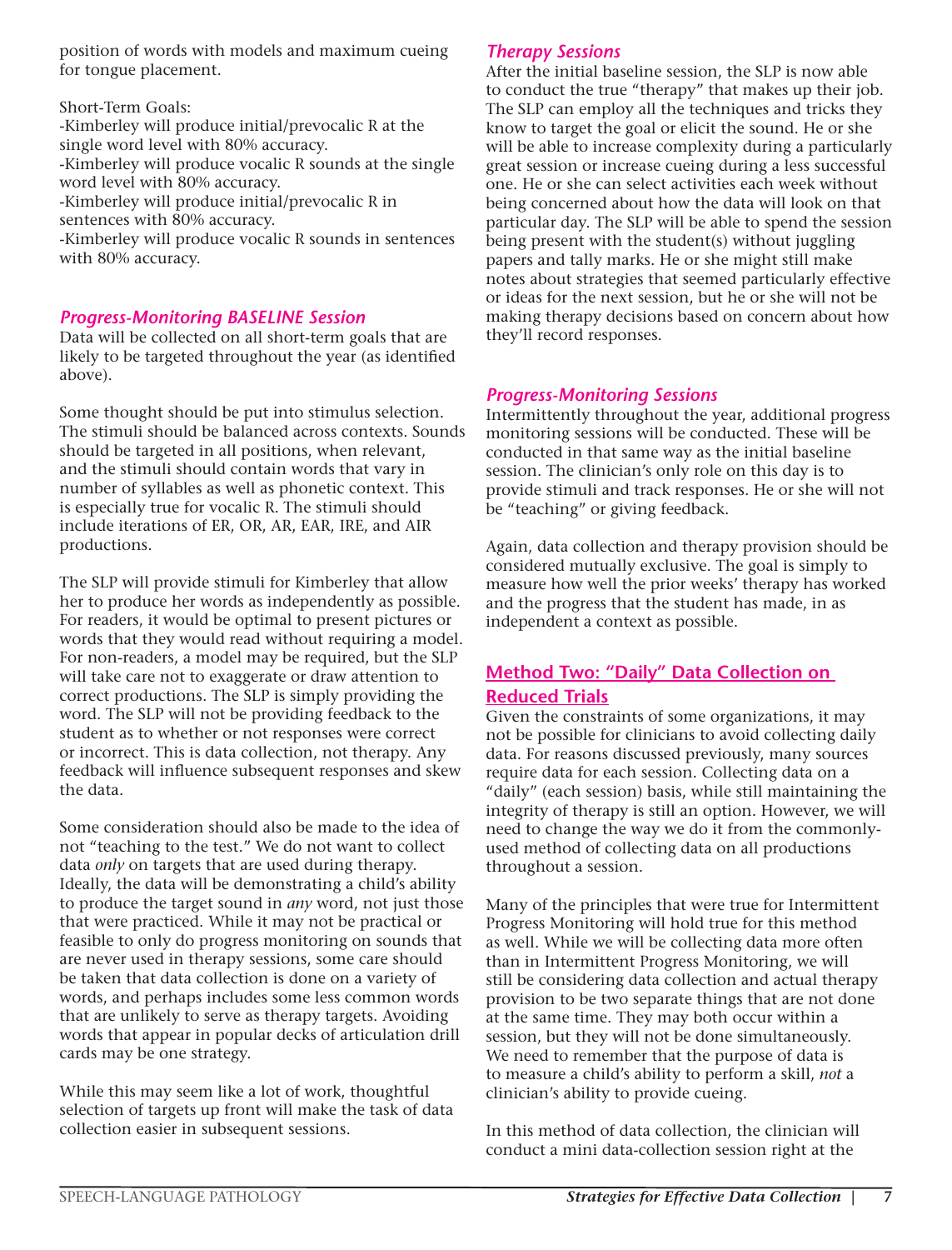position of words with models and maximum cueing for tongue placement.

Short-Term Goals:
-Kimberley will produce initial/prevocalic R at the single word level with 80% accuracy.
-Kimberley will produce vocalic R sounds at the single word level with 80% accuracy.
-Kimberley will produce initial/prevocalic R in sentences with 80% accuracy.
-Kimberley will produce vocalic R sounds in sentences with 80% accuracy.

### *Progress-Monitoring BASELINE Session*

Data will be collected on all short-term goals that are likely to be targeted throughout the year (as identified above).

Some thought should be put into stimulus selection. The stimuli should be balanced across contexts. Sounds should be targeted in all positions, when relevant, and the stimuli should contain words that vary in number of syllables as well as phonetic context. This is especially true for vocalic R. The stimuli should include iterations of ER, OR, AR, EAR, IRE, and AIR productions.

The SLP will provide stimuli for Kimberley that allow her to produce her words as independently as possible. For readers, it would be optimal to present pictures or words that they would read without requiring a model. For non-readers, a model may be required, but the SLP will take care not to exaggerate or draw attention to correct productions. The SLP is simply providing the word. The SLP will not be providing feedback to the student as to whether or not responses were correct or incorrect. This is data collection, not therapy. Any feedback will influence subsequent responses and skew the data.

Some consideration should also be made to the idea of not "teaching to the test." We do not want to collect data *only* on targets that are used during therapy. Ideally, the data will be demonstrating a child's ability to produce the target sound in *any* word, not just those that were practiced. While it may not be practical or feasible to only do progress monitoring on sounds that are never used in therapy sessions, some care should be taken that data collection is done on a variety of words, and perhaps includes some less common words that are unlikely to serve as therapy targets. Avoiding words that appear in popular decks of articulation drill cards may be one strategy.

While this may seem like a lot of work, thoughtful selection of targets up front will make the task of data collection easier in subsequent sessions.

### *Therapy Sessions*

After the initial baseline session, the SLP is now able to conduct the true "therapy" that makes up their job. The SLP can employ all the techniques and tricks they know to target the goal or elicit the sound. He or she will be able to increase complexity during a particularly great session or increase cueing during a less successful one. He or she can select activities each week without being concerned about how the data will look on that particular day. The SLP will be able to spend the session being present with the student(s) without juggling papers and tally marks. He or she might still make notes about strategies that seemed particularly effective or ideas for the next session, but he or she will not be making therapy decisions based on concern about how they'll record responses.

### *Progress-Monitoring Sessions*

Intermittently throughout the year, additional progress monitoring sessions will be conducted. These will be conducted in that same way as the initial baseline session. The clinician's only role on this day is to provide stimuli and track responses. He or she will not be "teaching" or giving feedback.

Again, data collection and therapy provision should be considered mutually exclusive. The goal is simply to measure how well the prior weeks' therapy has worked and the progress that the student has made, in as independent a context as possible.

## Method Two: "Daily" Data Collection on Reduced Trials

Given the constraints of some organizations, it may not be possible for clinicians to avoid collecting daily data. For reasons discussed previously, many sources require data for each session. Collecting data on a "daily" (each session) basis, while still maintaining the integrity of therapy is still an option. However, we will need to change the way we do it from the commonly-used method of collecting data on all productions throughout a session.

Many of the principles that were true for Intermittent Progress Monitoring will hold true for this method as well. While we will be collecting data more often than in Intermittent Progress Monitoring, we will still be considering data collection and actual therapy provision to be two separate things that are not done at the same time. They may both occur within a session, but they will not be done simultaneously. We need to remember that the purpose of data is to measure a child's ability to perform a skill, *not* a clinician's ability to provide cueing.

In this method of data collection, the clinician will conduct a mini data-collection session right at the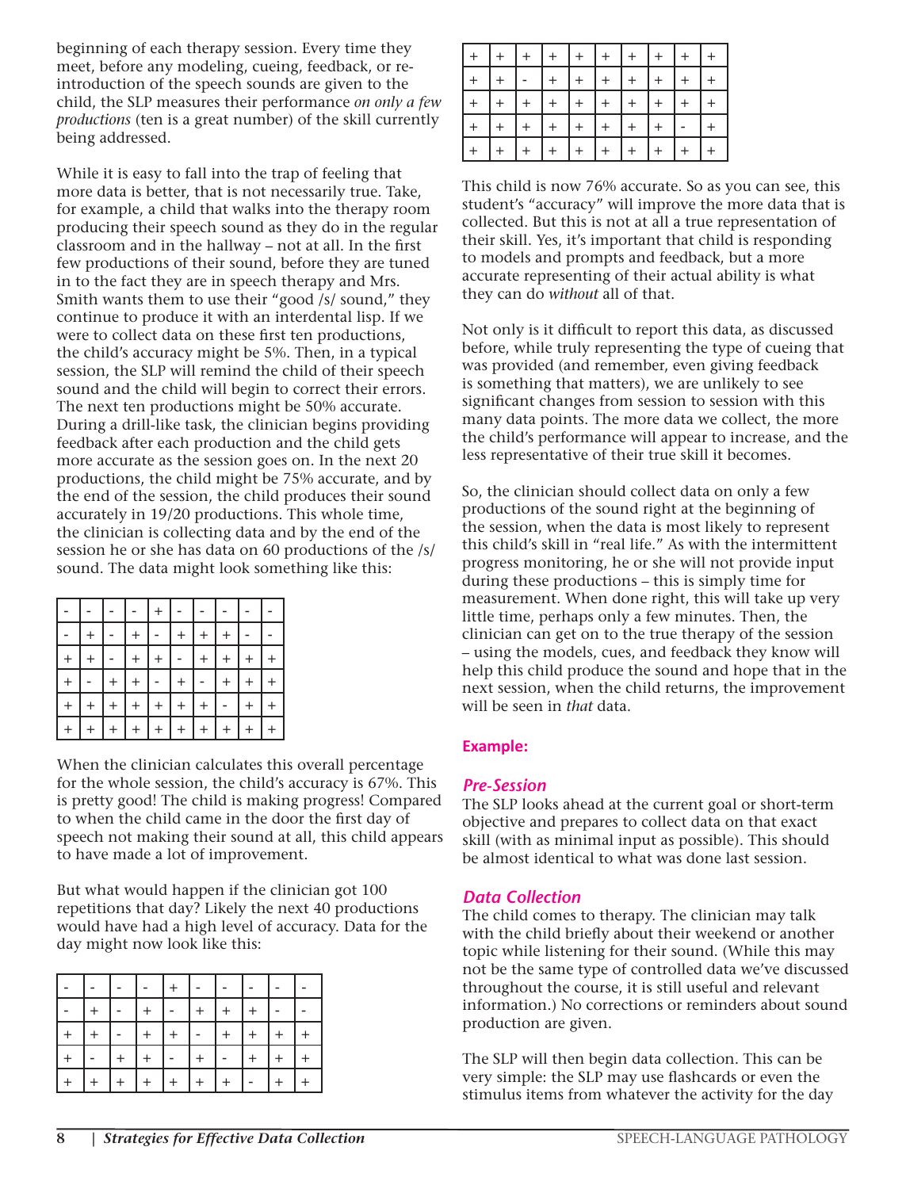beginning of each therapy session. Every time they meet, before any modeling, cueing, feedback, or re-introduction of the speech sounds are given to the child, the SLP measures their performance *on only a few productions* (ten is a great number) of the skill currently being addressed.

While it is easy to fall into the trap of feeling that more data is better, that is not necessarily true. Take, for example, a child that walks into the therapy room producing their speech sound as they do in the regular classroom and in the hallway – not at all. In the first few productions of their sound, before they are tuned in to the fact they are in speech therapy and Mrs. Smith wants them to use their "good /s/ sound," they continue to produce it with an interdental lisp. If we were to collect data on these first ten productions, the child's accuracy might be 5%. Then, in a typical session, the SLP will remind the child of their speech sound and the child will begin to correct their errors. The next ten productions might be 50% accurate. During a drill-like task, the clinician begins providing feedback after each production and the child gets more accurate as the session goes on. In the next 20 productions, the child might be 75% accurate, and by the end of the session, the child produces their sound accurately in 19/20 productions. This whole time, the clinician is collecting data and by the end of the session he or she has data on 60 productions of the /s/ sound. The data might look something like this:

| | | | | | | | | | |
|---|---|---|---|---|---|---|---|---|---|
| - | - | - | - | + | - | - | - | - | - |
| - | + | - | + | - | + | + | + | - | - |
| + | + | - | + | + | - | + | + | + | + |
| + | - | + | + | - | + | - | + | + | + |
| + | + | + | + | + | + | + | - | + | + |
| + | + | + | + | + | + | + | + | + | + |

When the clinician calculates this overall percentage for the whole session, the child's accuracy is 67%. This is pretty good! The child is making progress! Compared to when the child came in the door the first day of speech not making their sound at all, this child appears to have made a lot of improvement.

But what would happen if the clinician got 100 repetitions that day? Likely the next 40 productions would have had a high level of accuracy. Data for the day might now look like this:

| | | | | | | | | | |
|---|---|---|---|---|---|---|---|---|---|
| - | - | - | - | + | - | - | - | - | - |
| - | + | - | + | - | + | + | + | - | - |
| + | + | - | + | + | - | + | + | + | + |
| + | - | + | + | - | + | - | + | + | + |
| + | + | + | + | + | + | + | - | + | + |
| + | + | + | + | + | + | + | + | + | + |
| + | + | - | + | + | + | + | + | + | + |
| + | + | + | + | + | + | + | + | + | + |
| + | + | + | + | + | + | + | + | - | + |
| + | + | + | + | + | + | + | + | + | + |

This child is now 76% accurate. So as you can see, this student's "accuracy" will improve the more data that is collected. But this is not at all a true representation of their skill. Yes, it's important that child is responding to models and prompts and feedback, but a more accurate representing of their actual ability is what they can do *without* all of that.

Not only is it difficult to report this data, as discussed before, while truly representing the type of cueing that was provided (and remember, even giving feedback is something that matters), we are unlikely to see significant changes from session to session with this many data points. The more data we collect, the more the child's performance will appear to increase, and the less representative of their true skill it becomes.

So, the clinician should collect data on only a few productions of the sound right at the beginning of the session, when the data is most likely to represent this child's skill in "real life." As with the intermittent progress monitoring, he or she will not provide input during these productions – this is simply time for measurement. When done right, this will take up very little time, perhaps only a few minutes. Then, the clinician can get on to the true therapy of the session – using the models, cues, and feedback they know will help this child produce the sound and hope that in the next session, when the child returns, the improvement will be seen in *that* data.

**Example:**

### *Pre-Session*

The SLP looks ahead at the current goal or short-term objective and prepares to collect data on that exact skill (with as minimal input as possible). This should be almost identical to what was done last session.

### *Data Collection*

The child comes to therapy. The clinician may talk with the child briefly about their weekend or another topic while listening for their sound. (While this may not be the same type of controlled data we've discussed throughout the course, it is still useful and relevant information.) No corrections or reminders about sound production are given.

The SLP will then begin data collection. This can be very simple: the SLP may use flashcards or even the stimulus items from whatever the activity for the day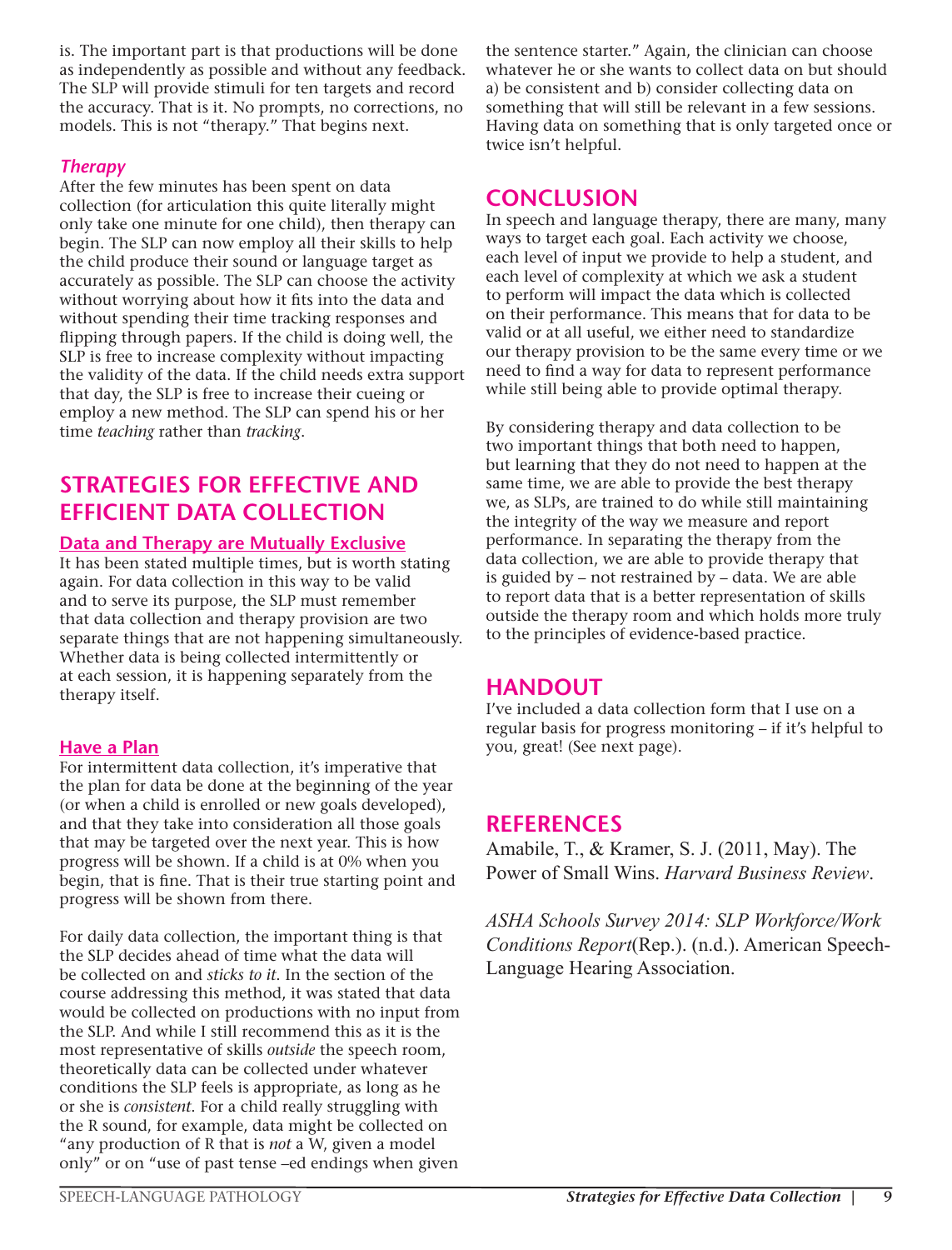is. The important part is that productions will be done as independently as possible and without any feedback. The SLP will provide stimuli for ten targets and record the accuracy. That is it. No prompts, no corrections, no models. This is not "therapy." That begins next.

### *Therapy*

After the few minutes has been spent on data collection (for articulation this quite literally might only take one minute for one child), then therapy can begin. The SLP can now employ all their skills to help the child produce their sound or language target as accurately as possible. The SLP can choose the activity without worrying about how it fits into the data and without spending their time tracking responses and flipping through papers. If the child is doing well, the SLP is free to increase complexity without impacting the validity of the data. If the child needs extra support that day, the SLP is free to increase their cueing or employ a new method. The SLP can spend his or her time *teaching* rather than *tracking*.

## STRATEGIES FOR EFFECTIVE AND EFFICIENT DATA COLLECTION

### Data and Therapy are Mutually Exclusive

It has been stated multiple times, but is worth stating again. For data collection in this way to be valid and to serve its purpose, the SLP must remember that data collection and therapy provision are two separate things that are not happening simultaneously. Whether data is being collected intermittently or at each session, it is happening separately from the therapy itself.

### Have a Plan

For intermittent data collection, it's imperative that the plan for data be done at the beginning of the year (or when a child is enrolled or new goals developed), and that they take into consideration all those goals that may be targeted over the next year. This is how progress will be shown. If a child is at 0% when you begin, that is fine. That is their true starting point and progress will be shown from there.

For daily data collection, the important thing is that the SLP decides ahead of time what the data will be collected on and *sticks to it*. In the section of the course addressing this method, it was stated that data would be collected on productions with no input from the SLP. And while I still recommend this as it is the most representative of skills *outside* the speech room, theoretically data can be collected under whatever conditions the SLP feels is appropriate, as long as he or she is *consistent*. For a child really struggling with the R sound, for example, data might be collected on "any production of R that is *not* a W, given a model only" or on "use of past tense –ed endings when given the sentence starter." Again, the clinician can choose whatever he or she wants to collect data on but should a) be consistent and b) consider collecting data on something that will still be relevant in a few sessions. Having data on something that is only targeted once or twice isn't helpful.

## CONCLUSION

In speech and language therapy, there are many, many ways to target each goal. Each activity we choose, each level of input we provide to help a student, and each level of complexity at which we ask a student to perform will impact the data which is collected on their performance. This means that for data to be valid or at all useful, we either need to standardize our therapy provision to be the same every time or we need to find a way for data to represent performance while still being able to provide optimal therapy.

By considering therapy and data collection to be two important things that both need to happen, but learning that they do not need to happen at the same time, we are able to provide the best therapy we, as SLPs, are trained to do while still maintaining the integrity of the way we measure and report performance. In separating the therapy from the data collection, we are able to provide therapy that is guided by – not restrained by – data. We are able to report data that is a better representation of skills outside the therapy room and which holds more truly to the principles of evidence-based practice.

## HANDOUT

I've included a data collection form that I use on a regular basis for progress monitoring – if it's helpful to you, great! (See next page).

## REFERENCES

Amabile, T., & Kramer, S. J. (2011, May). The Power of Small Wins. *Harvard Business Review*.

*ASHA Schools Survey 2014: SLP Workforce/Work Conditions Report*(Rep.). (n.d.). American Speech-Language Hearing Association.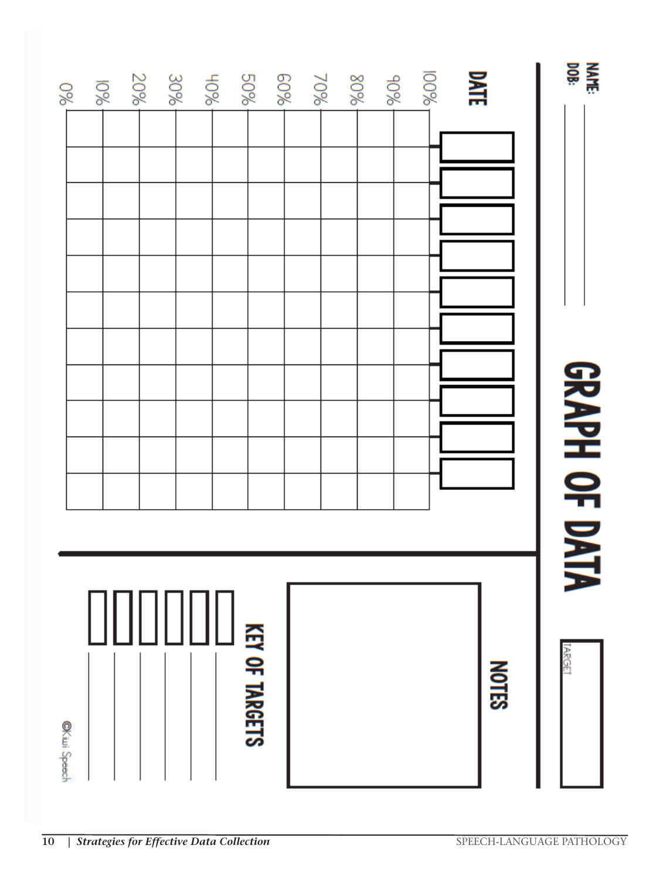NAME:
DOB:

# GRAPH OF DATA

TARGET

DATE

100%
90%
80%
70%
60%
50%
40%
30%
20%
10%
0%

## NOTES

## KEY OF TARGETS

©Kiwi Speech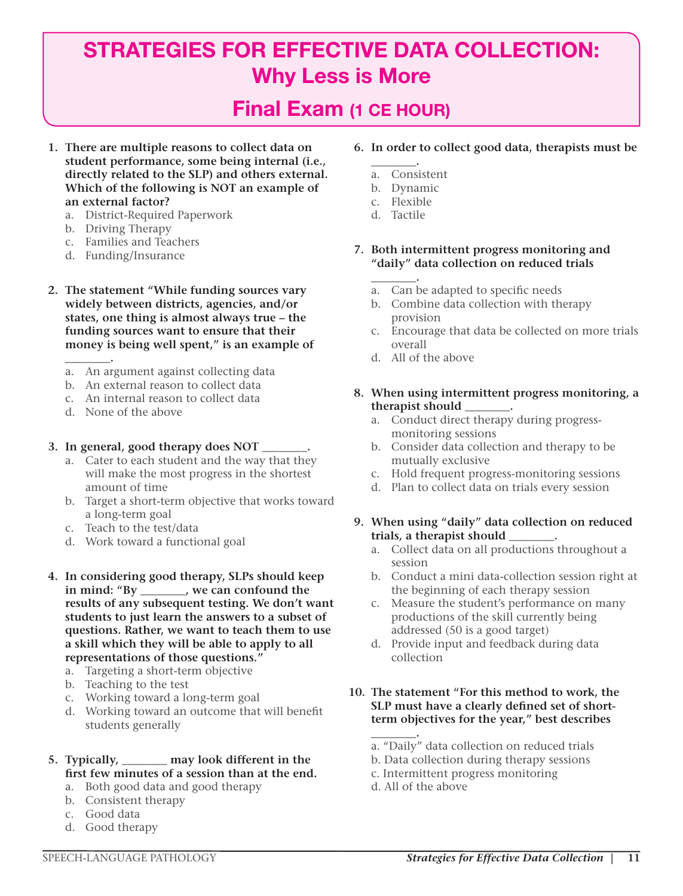# STRATEGIES FOR EFFECTIVE DATA COLLECTION: Why Less is More

## Final Exam (1 CE HOUR)

**1. There are multiple reasons to collect data on student performance, some being internal (i.e., directly related to the SLP) and others external. Which of the following is NOT an example of an external factor?**

a. District-Required Paperwork
b. Driving Therapy
c. Families and Teachers
d. Funding/Insurance

**2. The statement "While funding sources vary widely between districts, agencies, and/or states, one thing is almost always true – the funding sources want to ensure that their money is being well spent," is an example of ________.**

a. An argument against collecting data
b. An external reason to collect data
c. An internal reason to collect data
d. None of the above

**3. In general, good therapy does NOT ________.**

a. Cater to each student and the way that they will make the most progress in the shortest amount of time
b. Target a short-term objective that works toward a long-term goal
c. Teach to the test/data
d. Work toward a functional goal

**4. In considering good therapy, SLPs should keep in mind: "By ________, we can confound the results of any subsequent testing. We don't want students to just learn the answers to a subset of questions. Rather, we want to teach them to use a skill which they will be able to apply to all representations of those questions."**

a. Targeting a short-term objective
b. Teaching to the test
c. Working toward a long-term goal
d. Working toward an outcome that will benefit students generally

**5. Typically, ________ may look different in the first few minutes of a session than at the end.**

a. Both good data and good therapy
b. Consistent therapy
c. Good data
d. Good therapy

**6. In order to collect good data, therapists must be ________.**

a. Consistent
b. Dynamic
c. Flexible
d. Tactile

**7. Both intermittent progress monitoring and "daily" data collection on reduced trials ________.**

a. Can be adapted to specific needs
b. Combine data collection with therapy provision
c. Encourage that data be collected on more trials overall
d. All of the above

**8. When using intermittent progress monitoring, a therapist should ________.**

a. Conduct direct therapy during progress-monitoring sessions
b. Consider data collection and therapy to be mutually exclusive
c. Hold frequent progress-monitoring sessions
d. Plan to collect data on trials every session

**9. When using "daily" data collection on reduced trials, a therapist should ________.**

a. Collect data on all productions throughout a session
b. Conduct a mini data-collection session right at the beginning of each therapy session
c. Measure the student's performance on many productions of the skill currently being addressed (50 is a good target)
d. Provide input and feedback during data collection

**10. The statement "For this method to work, the SLP must have a clearly defined set of short-term objectives for the year," best describes ________.**

a. "Daily" data collection on reduced trials
b. Data collection during therapy sessions
c. Intermittent progress monitoring
d. All of the above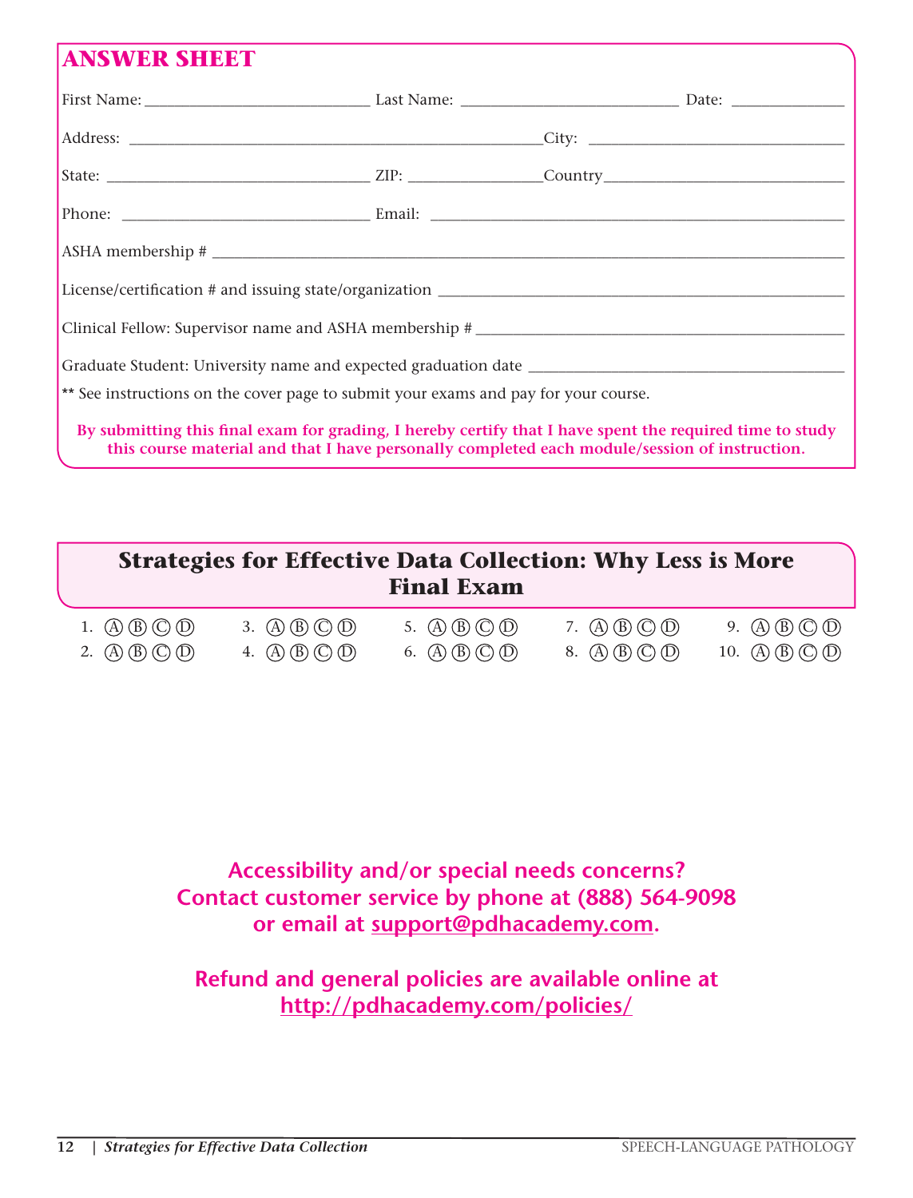## ANSWER SHEET

First Name: ____________________________ Last Name: ___________________________ Date: ______________

Address: ____________________________________________________City: ________________________________

State: _________________________________ ZIP: ________________Country______________________________

Phone: _______________________________ Email: ___________________________________________________

ASHA membership # ______________________________________________________________________________

License/certification # and issuing state/organization ___________________________________________________

Clinical Fellow: Supervisor name and ASHA membership # _______________________________________________

Graduate Student: University name and expected graduation date _________________________________________

** See instructions on the cover page to submit your exams and pay for your course.

**By submitting this final exam for grading, I hereby certify that I have spent the required time to study this course material and that I have personally completed each module/session of instruction.**

## Strategies for Effective Data Collection: Why Less is More Final Exam

| | | | | |
|---|---|---|---|---|
| 1. Ⓐ Ⓑ Ⓒ Ⓓ | 3. Ⓐ Ⓑ Ⓒ Ⓓ | 5. Ⓐ Ⓑ Ⓒ Ⓓ | 7. Ⓐ Ⓑ Ⓒ Ⓓ | 9. Ⓐ Ⓑ Ⓒ Ⓓ |
| 2. Ⓐ Ⓑ Ⓒ Ⓓ | 4. Ⓐ Ⓑ Ⓒ Ⓓ | 6. Ⓐ Ⓑ Ⓒ Ⓓ | 8. Ⓐ Ⓑ Ⓒ Ⓓ | 10. Ⓐ Ⓑ Ⓒ Ⓓ |

**Accessibility and/or special needs concerns?
Contact customer service by phone at (888) 564-9098
or email at support@pdhacademy.com.**

**Refund and general policies are available online at
http://pdhacademy.com/policies/**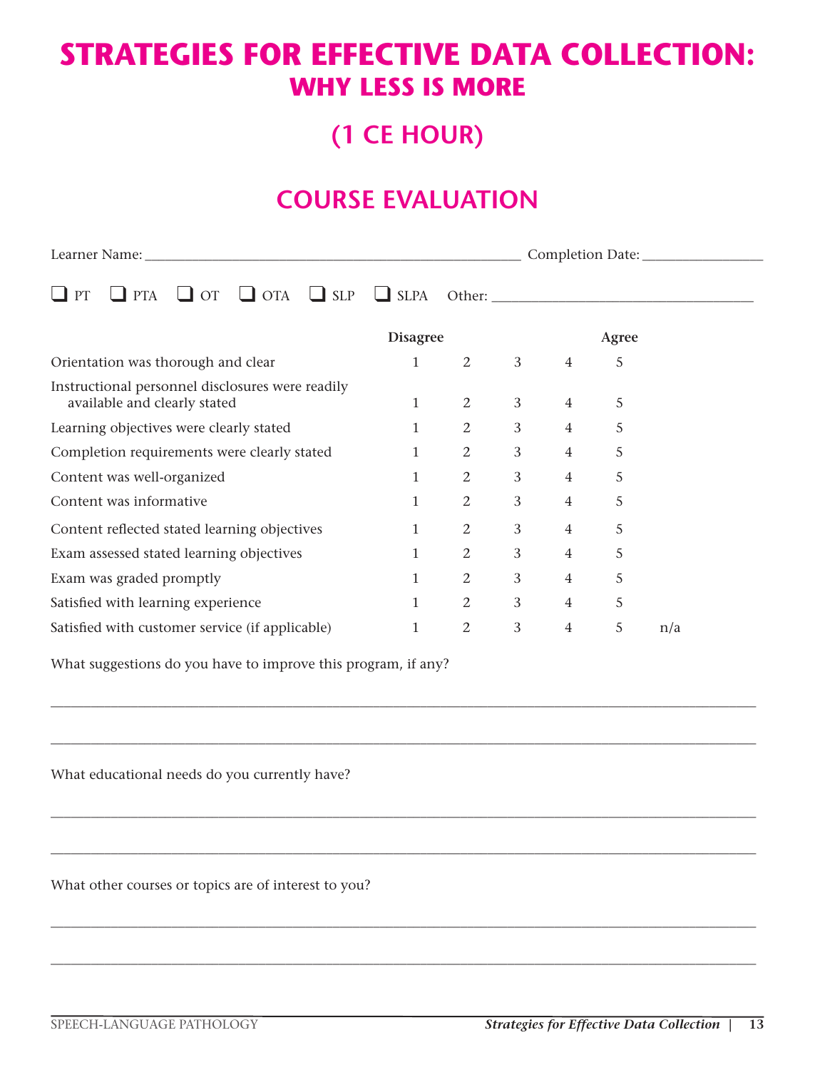# STRATEGIES FOR EFFECTIVE DATA COLLECTION:
## WHY LESS IS MORE

## (1 CE HOUR)

## COURSE EVALUATION

Learner Name: ____________________________________________ Completion Date: ______________

❑ PT ❑ PTA ❑ OT ❑ OTA ❑ SLP ❑ SLPA Other: ______________________________

| | Disagree | | | | Agree | |
|---|---|---|---|---|---|---|
| Orientation was thorough and clear | 1 | 2 | 3 | 4 | 5 | |
| Instructional personnel disclosures were readily available and clearly stated | 1 | 2 | 3 | 4 | 5 | |
| Learning objectives were clearly stated | 1 | 2 | 3 | 4 | 5 | |
| Completion requirements were clearly stated | 1 | 2 | 3 | 4 | 5 | |
| Content was well-organized | 1 | 2 | 3 | 4 | 5 | |
| Content was informative | 1 | 2 | 3 | 4 | 5 | |
| Content reflected stated learning objectives | 1 | 2 | 3 | 4 | 5 | |
| Exam assessed stated learning objectives | 1 | 2 | 3 | 4 | 5 | |
| Exam was graded promptly | 1 | 2 | 3 | 4 | 5 | |
| Satisfied with learning experience | 1 | 2 | 3 | 4 | 5 | |
| Satisfied with customer service (if applicable) | 1 | 2 | 3 | 4 | 5 | n/a |

What suggestions do you have to improve this program, if any?

______________________________________________________________________________

______________________________________________________________________________

What educational needs do you currently have?

______________________________________________________________________________

______________________________________________________________________________

What other courses or topics are of interest to you?

______________________________________________________________________________

______________________________________________________________________________